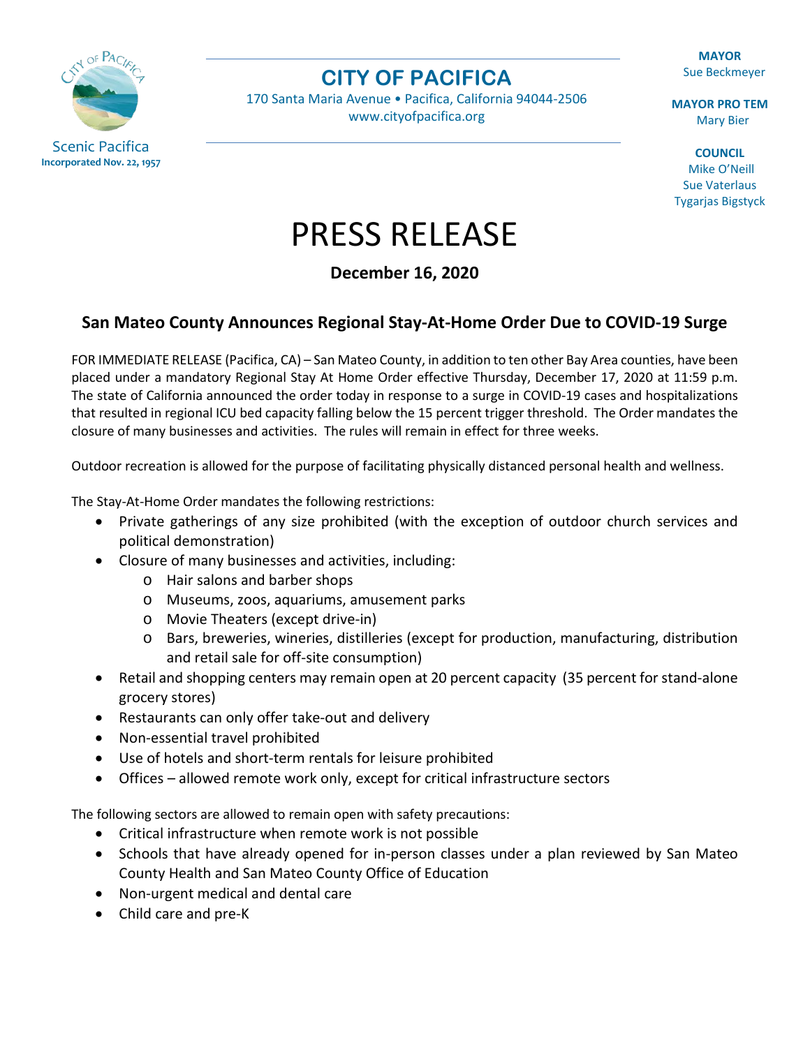Scenic Pacifica
**Incorporated Nov. 22, 1957**

# CITY OF PACIFICA

170 Santa Maria Avenue • Pacifica, California 94044-2506
www.cityofpacifica.org

**MAYOR**
Sue Beckmeyer

**MAYOR PRO TEM**
Mary Bier

**COUNCIL**
Mike O'Neill
Sue Vaterlaus
Tygarjas Bigstyck

# PRESS RELEASE

**December 16, 2020**

## San Mateo County Announces Regional Stay-At-Home Order Due to COVID-19 Surge

FOR IMMEDIATE RELEASE (Pacifica, CA) – San Mateo County, in addition to ten other Bay Area counties, have been placed under a mandatory Regional Stay At Home Order effective Thursday, December 17, 2020 at 11:59 p.m. The state of California announced the order today in response to a surge in COVID-19 cases and hospitalizations that resulted in regional ICU bed capacity falling below the 15 percent trigger threshold. The Order mandates the closure of many businesses and activities. The rules will remain in effect for three weeks.

Outdoor recreation is allowed for the purpose of facilitating physically distanced personal health and wellness.

The Stay-At-Home Order mandates the following restrictions:

- Private gatherings of any size prohibited (with the exception of outdoor church services and political demonstration)
- Closure of many businesses and activities, including:
  - Hair salons and barber shops
  - Museums, zoos, aquariums, amusement parks
  - Movie Theaters (except drive-in)
  - Bars, breweries, wineries, distilleries (except for production, manufacturing, distribution and retail sale for off-site consumption)
- Retail and shopping centers may remain open at 20 percent capacity (35 percent for stand-alone grocery stores)
- Restaurants can only offer take-out and delivery
- Non-essential travel prohibited
- Use of hotels and short-term rentals for leisure prohibited
- Offices – allowed remote work only, except for critical infrastructure sectors

The following sectors are allowed to remain open with safety precautions:

- Critical infrastructure when remote work is not possible
- Schools that have already opened for in-person classes under a plan reviewed by San Mateo County Health and San Mateo County Office of Education
- Non-urgent medical and dental care
- Child care and pre-K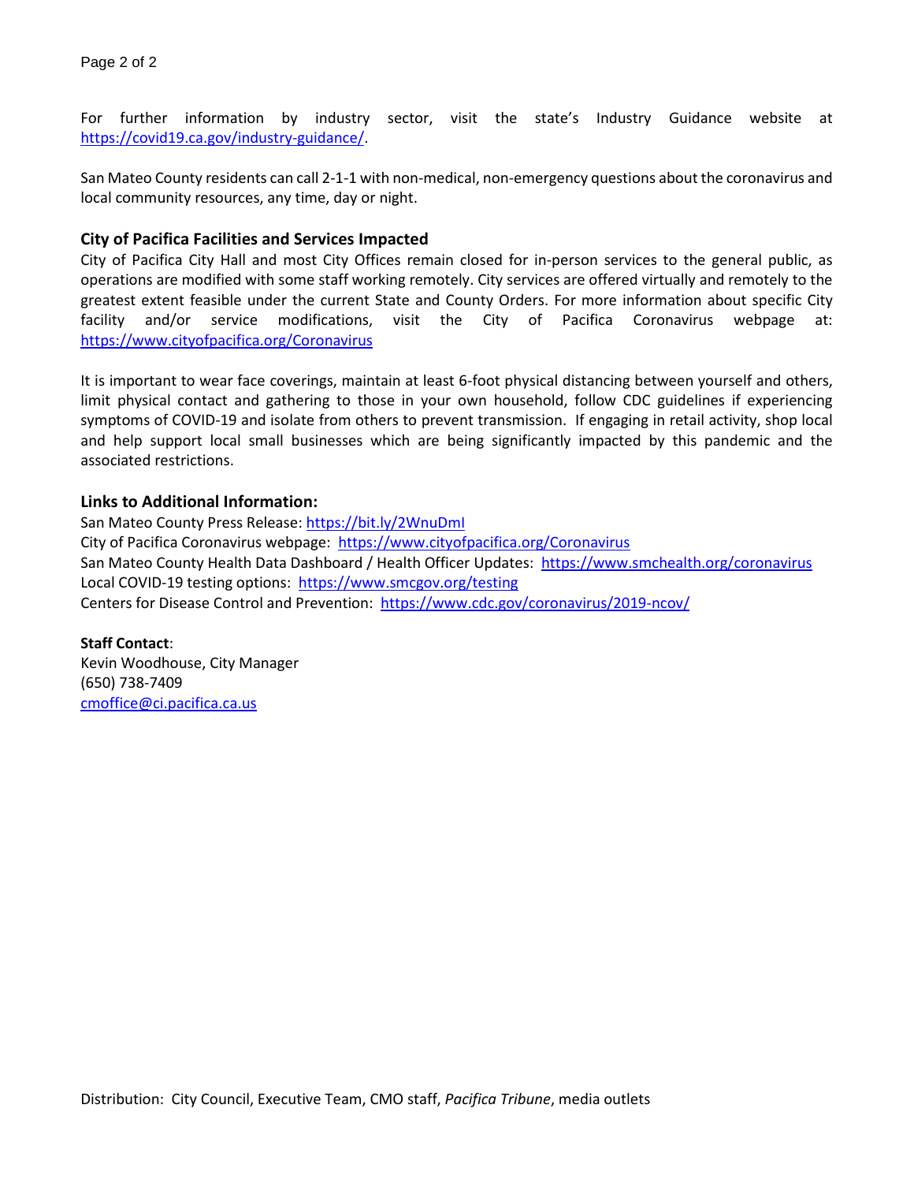For further information by industry sector, visit the state's Industry Guidance website at https://covid19.ca.gov/industry-guidance/.

San Mateo County residents can call 2-1-1 with non-medical, non-emergency questions about the coronavirus and local community resources, any time, day or night.

### City of Pacifica Facilities and Services Impacted

City of Pacifica City Hall and most City Offices remain closed for in-person services to the general public, as operations are modified with some staff working remotely. City services are offered virtually and remotely to the greatest extent feasible under the current State and County Orders. For more information about specific City facility and/or service modifications, visit the City of Pacifica Coronavirus webpage at: https://www.cityofpacifica.org/Coronavirus

It is important to wear face coverings, maintain at least 6-foot physical distancing between yourself and others, limit physical contact and gathering to those in your own household, follow CDC guidelines if experiencing symptoms of COVID-19 and isolate from others to prevent transmission. If engaging in retail activity, shop local and help support local small businesses which are being significantly impacted by this pandemic and the associated restrictions.

### Links to Additional Information:

San Mateo County Press Release: https://bit.ly/2WnuDmI
City of Pacifica Coronavirus webpage: https://www.cityofpacifica.org/Coronavirus
San Mateo County Health Data Dashboard / Health Officer Updates: https://www.smchealth.org/coronavirus
Local COVID-19 testing options: https://www.smcgov.org/testing
Centers for Disease Control and Prevention: https://www.cdc.gov/coronavirus/2019-ncov/

**Staff Contact**:
Kevin Woodhouse, City Manager
(650) 738-7409
cmoffice@ci.pacifica.ca.us

Distribution: City Council, Executive Team, CMO staff, *Pacifica Tribune*, media outlets